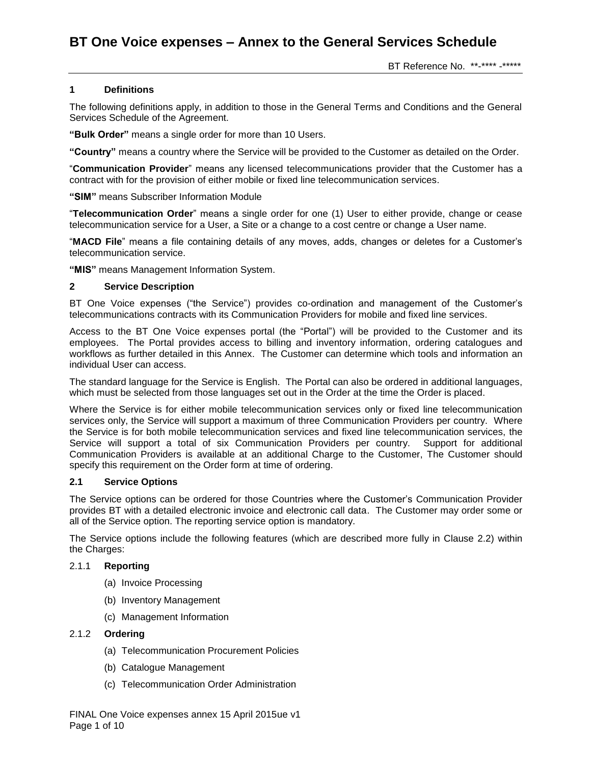# BT One Voice expenses – Annex to the General Services Schedule

BT Reference No. **-**** -*****

## 1 Definitions

The following definitions apply, in addition to those in the General Terms and Conditions and the General Services Schedule of the Agreement.

**"Bulk Order"** means a single order for more than 10 Users.

**"Country"** means a country where the Service will be provided to the Customer as detailed on the Order.

"**Communication Provider**" means any licensed telecommunications provider that the Customer has a contract with for the provision of either mobile or fixed line telecommunication services.

**"SIM"** means Subscriber Information Module

"**Telecommunication Order**" means a single order for one (1) User to either provide, change or cease telecommunication service for a User, a Site or a change to a cost centre or change a User name.

"**MACD File**" means a file containing details of any moves, adds, changes or deletes for a Customer's telecommunication service.

**"MIS"** means Management Information System.

## 2 Service Description

BT One Voice expenses ("the Service") provides co-ordination and management of the Customer's telecommunications contracts with its Communication Providers for mobile and fixed line services.

Access to the BT One Voice expenses portal (the "Portal") will be provided to the Customer and its employees. The Portal provides access to billing and inventory information, ordering catalogues and workflows as further detailed in this Annex. The Customer can determine which tools and information an individual User can access.

The standard language for the Service is English. The Portal can also be ordered in additional languages, which must be selected from those languages set out in the Order at the time the Order is placed.

Where the Service is for either mobile telecommunication services only or fixed line telecommunication services only, the Service will support a maximum of three Communication Providers per country. Where the Service is for both mobile telecommunication services and fixed line telecommunication services, the Service will support a total of six Communication Providers per country. Support for additional Communication Providers is available at an additional Charge to the Customer, The Customer should specify this requirement on the Order form at time of ordering.

### 2.1 Service Options

The Service options can be ordered for those Countries where the Customer's Communication Provider provides BT with a detailed electronic invoice and electronic call data. The Customer may order some or all of the Service option. The reporting service option is mandatory.

The Service options include the following features (which are described more fully in Clause 2.2) within the Charges:

#### 2.1.1 **Reporting**

(a) Invoice Processing

(b) Inventory Management

(c) Management Information

#### 2.1.2 **Ordering**

(a) Telecommunication Procurement Policies

(b) Catalogue Management

(c) Telecommunication Order Administration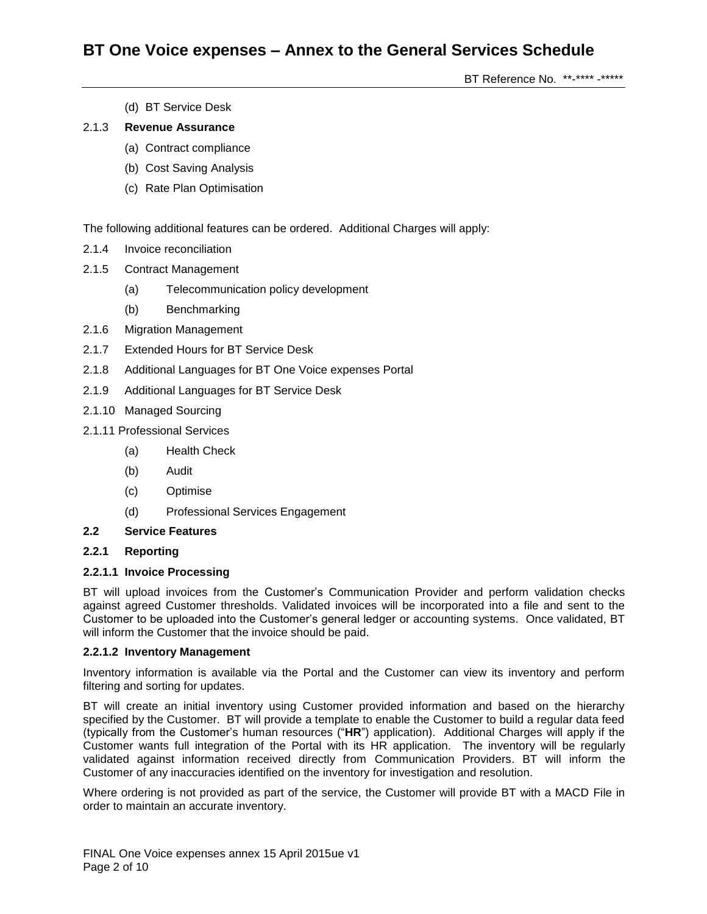(d) BT Service Desk

2.1.3 **Revenue Assurance**

(a) Contract compliance

(b) Cost Saving Analysis

(c) Rate Plan Optimisation

The following additional features can be ordered. Additional Charges will apply:

2.1.4 Invoice reconciliation

2.1.5 Contract Management

(a) Telecommunication policy development

(b) Benchmarking

2.1.6 Migration Management

2.1.7 Extended Hours for BT Service Desk

2.1.8 Additional Languages for BT One Voice expenses Portal

2.1.9 Additional Languages for BT Service Desk

2.1.10 Managed Sourcing

2.1.11 Professional Services

(a) Health Check

(b) Audit

(c) Optimise

(d) Professional Services Engagement

### 2.2 Service Features

### 2.2.1 Reporting

#### 2.2.1.1 Invoice Processing

BT will upload invoices from the Customer's Communication Provider and perform validation checks against agreed Customer thresholds. Validated invoices will be incorporated into a file and sent to the Customer to be uploaded into the Customer's general ledger or accounting systems. Once validated, BT will inform the Customer that the invoice should be paid.

#### 2.2.1.2 Inventory Management

Inventory information is available via the Portal and the Customer can view its inventory and perform filtering and sorting for updates.

BT will create an initial inventory using Customer provided information and based on the hierarchy specified by the Customer. BT will provide a template to enable the Customer to build a regular data feed (typically from the Customer's human resources ("**HR**") application). Additional Charges will apply if the Customer wants full integration of the Portal with its HR application. The inventory will be regularly validated against information received directly from Communication Providers. BT will inform the Customer of any inaccuracies identified on the inventory for investigation and resolution.

Where ordering is not provided as part of the service, the Customer will provide BT with a MACD File in order to maintain an accurate inventory.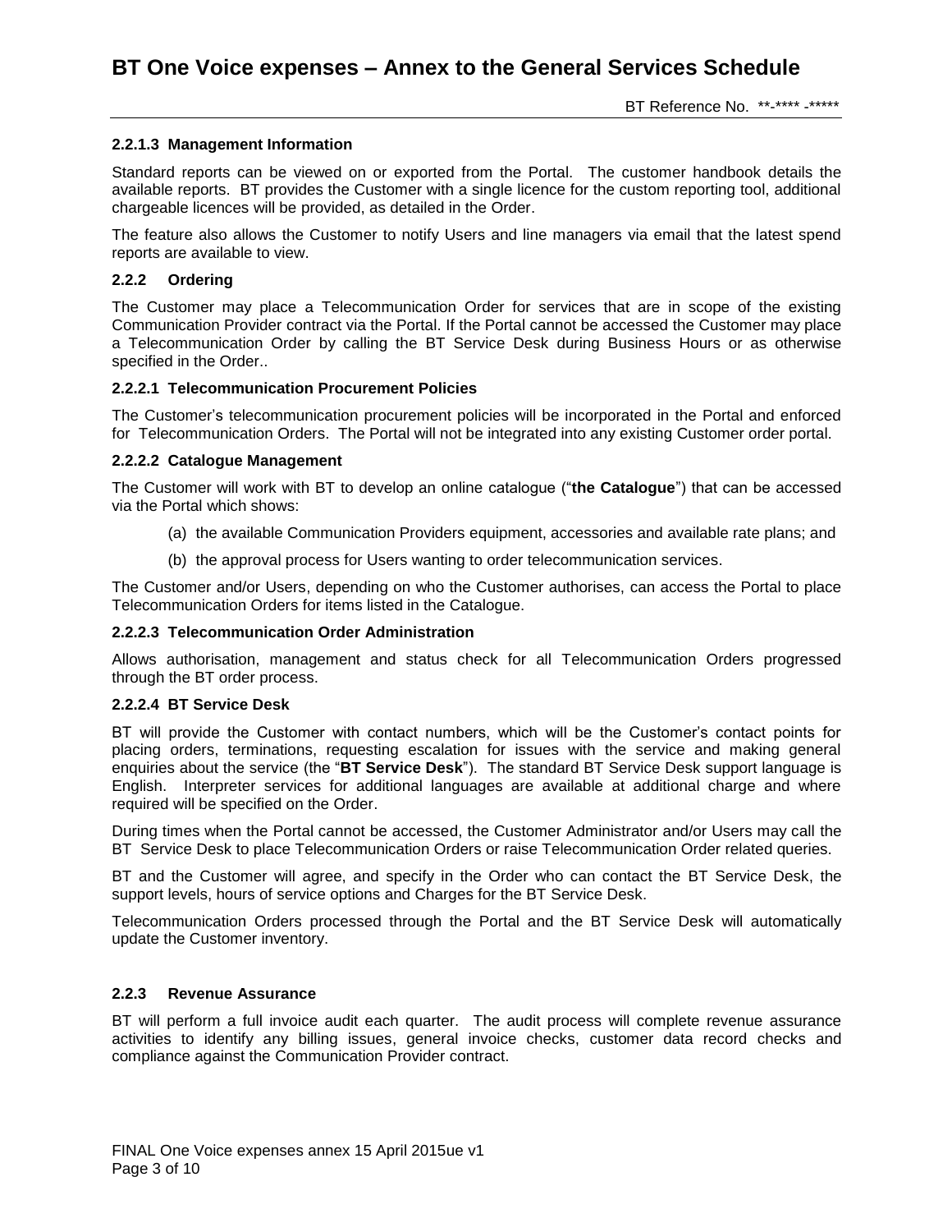#### 2.2.1.3 Management Information

Standard reports can be viewed on or exported from the Portal. The customer handbook details the available reports. BT provides the Customer with a single licence for the custom reporting tool, additional chargeable licences will be provided, as detailed in the Order.

The feature also allows the Customer to notify Users and line managers via email that the latest spend reports are available to view.

### 2.2.2 Ordering

The Customer may place a Telecommunication Order for services that are in scope of the existing Communication Provider contract via the Portal. If the Portal cannot be accessed the Customer may place a Telecommunication Order by calling the BT Service Desk during Business Hours or as otherwise specified in the Order..

#### 2.2.2.1 Telecommunication Procurement Policies

The Customer's telecommunication procurement policies will be incorporated in the Portal and enforced for Telecommunication Orders. The Portal will not be integrated into any existing Customer order portal.

#### 2.2.2.2 Catalogue Management

The Customer will work with BT to develop an online catalogue ("**the Catalogue**") that can be accessed via the Portal which shows:

(a) the available Communication Providers equipment, accessories and available rate plans; and

(b) the approval process for Users wanting to order telecommunication services.

The Customer and/or Users, depending on who the Customer authorises, can access the Portal to place Telecommunication Orders for items listed in the Catalogue.

#### 2.2.2.3 Telecommunication Order Administration

Allows authorisation, management and status check for all Telecommunication Orders progressed through the BT order process.

#### 2.2.2.4 BT Service Desk

BT will provide the Customer with contact numbers, which will be the Customer's contact points for placing orders, terminations, requesting escalation for issues with the service and making general enquiries about the service (the "**BT Service Desk**"). The standard BT Service Desk support language is English. Interpreter services for additional languages are available at additional charge and where required will be specified on the Order.

During times when the Portal cannot be accessed, the Customer Administrator and/or Users may call the BT Service Desk to place Telecommunication Orders or raise Telecommunication Order related queries.

BT and the Customer will agree, and specify in the Order who can contact the BT Service Desk, the support levels, hours of service options and Charges for the BT Service Desk.

Telecommunication Orders processed through the Portal and the BT Service Desk will automatically update the Customer inventory.

### 2.2.3 Revenue Assurance

BT will perform a full invoice audit each quarter. The audit process will complete revenue assurance activities to identify any billing issues, general invoice checks, customer data record checks and compliance against the Communication Provider contract.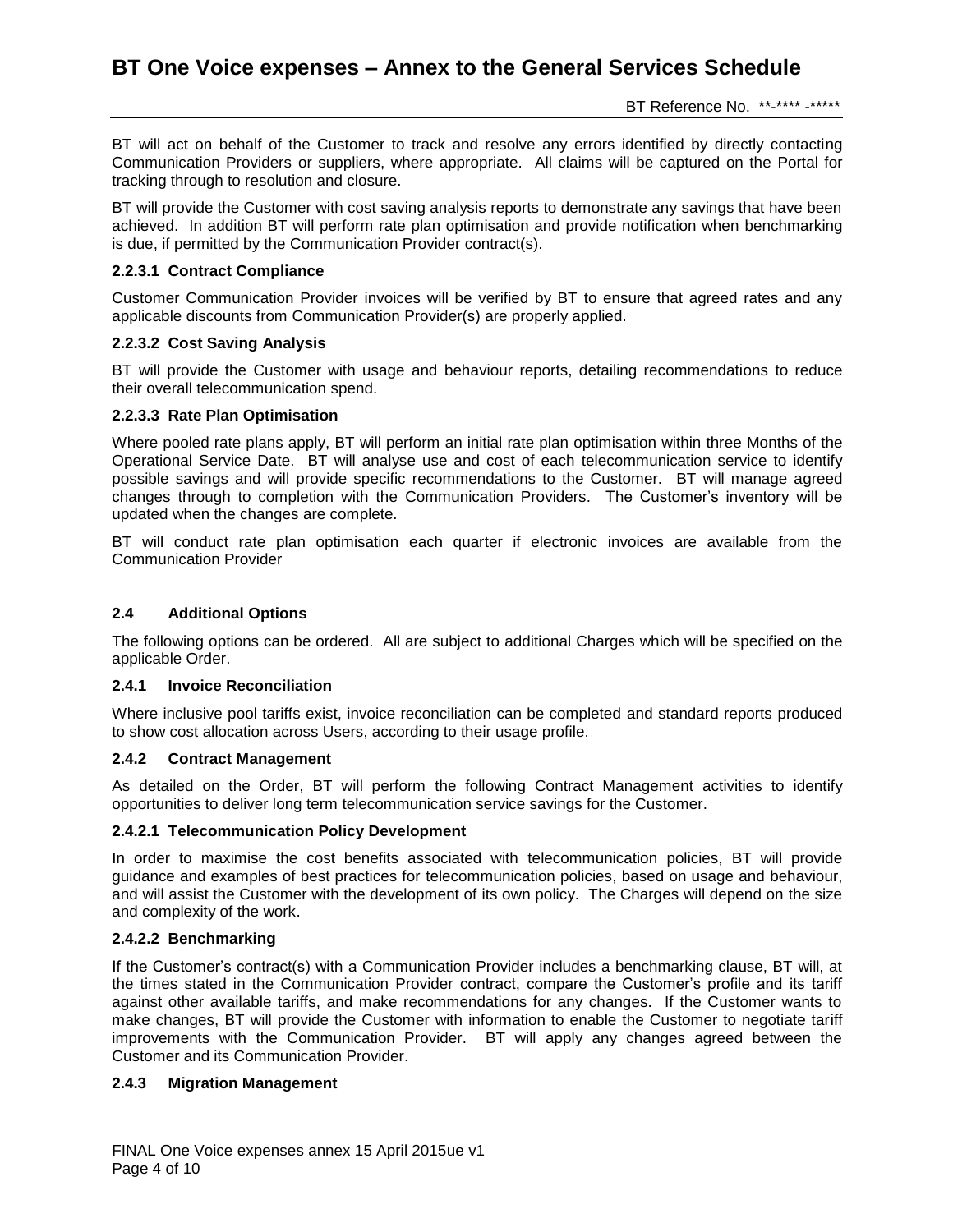BT will act on behalf of the Customer to track and resolve any errors identified by directly contacting Communication Providers or suppliers, where appropriate. All claims will be captured on the Portal for tracking through to resolution and closure.

BT will provide the Customer with cost saving analysis reports to demonstrate any savings that have been achieved. In addition BT will perform rate plan optimisation and provide notification when benchmarking is due, if permitted by the Communication Provider contract(s).

#### 2.2.3.1 Contract Compliance

Customer Communication Provider invoices will be verified by BT to ensure that agreed rates and any applicable discounts from Communication Provider(s) are properly applied.

#### 2.2.3.2 Cost Saving Analysis

BT will provide the Customer with usage and behaviour reports, detailing recommendations to reduce their overall telecommunication spend.

#### 2.2.3.3 Rate Plan Optimisation

Where pooled rate plans apply, BT will perform an initial rate plan optimisation within three Months of the Operational Service Date. BT will analyse use and cost of each telecommunication service to identify possible savings and will provide specific recommendations to the Customer. BT will manage agreed changes through to completion with the Communication Providers. The Customer's inventory will be updated when the changes are complete.

BT will conduct rate plan optimisation each quarter if electronic invoices are available from the Communication Provider

## 2.4 Additional Options

The following options can be ordered. All are subject to additional Charges which will be specified on the applicable Order.

### 2.4.1 Invoice Reconciliation

Where inclusive pool tariffs exist, invoice reconciliation can be completed and standard reports produced to show cost allocation across Users, according to their usage profile.

### 2.4.2 Contract Management

As detailed on the Order, BT will perform the following Contract Management activities to identify opportunities to deliver long term telecommunication service savings for the Customer.

#### 2.4.2.1 Telecommunication Policy Development

In order to maximise the cost benefits associated with telecommunication policies, BT will provide guidance and examples of best practices for telecommunication policies, based on usage and behaviour, and will assist the Customer with the development of its own policy. The Charges will depend on the size and complexity of the work.

#### 2.4.2.2 Benchmarking

If the Customer's contract(s) with a Communication Provider includes a benchmarking clause, BT will, at the times stated in the Communication Provider contract, compare the Customer's profile and its tariff against other available tariffs, and make recommendations for any changes. If the Customer wants to make changes, BT will provide the Customer with information to enable the Customer to negotiate tariff improvements with the Communication Provider. BT will apply any changes agreed between the Customer and its Communication Provider.

### 2.4.3 Migration Management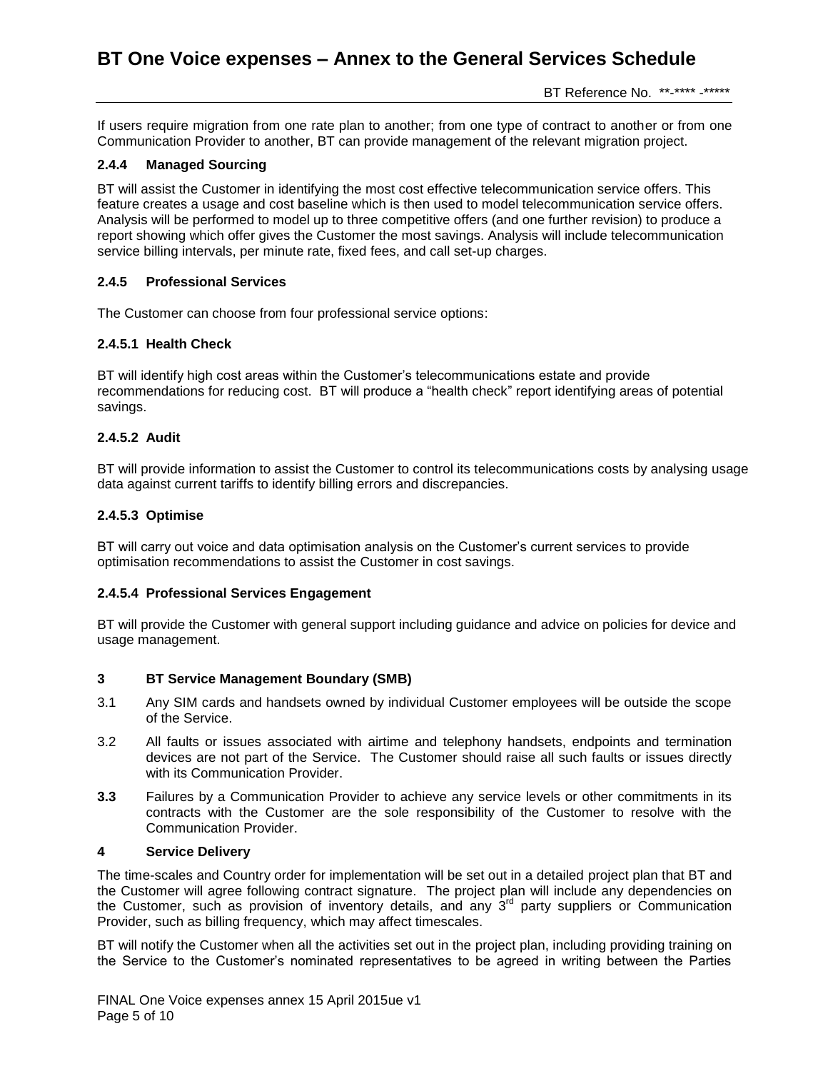If users require migration from one rate plan to another; from one type of contract to another or from one Communication Provider to another, BT can provide management of the relevant migration project.

### 2.4.4 Managed Sourcing

BT will assist the Customer in identifying the most cost effective telecommunication service offers. This feature creates a usage and cost baseline which is then used to model telecommunication service offers. Analysis will be performed to model up to three competitive offers (and one further revision) to produce a report showing which offer gives the Customer the most savings. Analysis will include telecommunication service billing intervals, per minute rate, fixed fees, and call set-up charges.

### 2.4.5 Professional Services

The Customer can choose from four professional service options:

#### 2.4.5.1 Health Check

BT will identify high cost areas within the Customer's telecommunications estate and provide recommendations for reducing cost. BT will produce a "health check" report identifying areas of potential savings.

#### 2.4.5.2 Audit

BT will provide information to assist the Customer to control its telecommunications costs by analysing usage data against current tariffs to identify billing errors and discrepancies.

#### 2.4.5.3 Optimise

BT will carry out voice and data optimisation analysis on the Customer's current services to provide optimisation recommendations to assist the Customer in cost savings.

#### 2.4.5.4 Professional Services Engagement

BT will provide the Customer with general support including guidance and advice on policies for device and usage management.

## 3 BT Service Management Boundary (SMB)

3.1 Any SIM cards and handsets owned by individual Customer employees will be outside the scope of the Service.

3.2 All faults or issues associated with airtime and telephony handsets, endpoints and termination devices are not part of the Service. The Customer should raise all such faults or issues directly with its Communication Provider.

**3.3** Failures by a Communication Provider to achieve any service levels or other commitments in its contracts with the Customer are the sole responsibility of the Customer to resolve with the Communication Provider.

## 4 Service Delivery

The time-scales and Country order for implementation will be set out in a detailed project plan that BT and the Customer will agree following contract signature. The project plan will include any dependencies on the Customer, such as provision of inventory details, and any 3rd party suppliers or Communication Provider, such as billing frequency, which may affect timescales.

BT will notify the Customer when all the activities set out in the project plan, including providing training on the Service to the Customer's nominated representatives to be agreed in writing between the Parties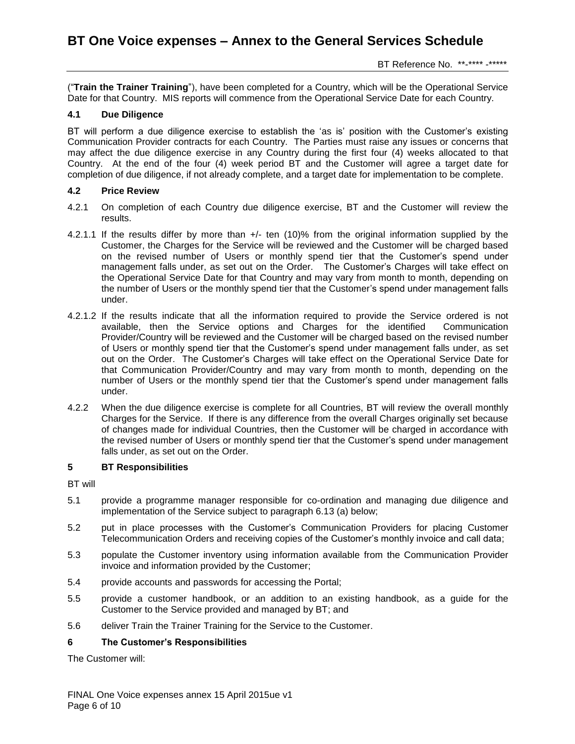("**Train the Trainer Training**"), have been completed for a Country, which will be the Operational Service Date for that Country. MIS reports will commence from the Operational Service Date for each Country.

### 4.1 Due Diligence

BT will perform a due diligence exercise to establish the 'as is' position with the Customer's existing Communication Provider contracts for each Country. The Parties must raise any issues or concerns that may affect the due diligence exercise in any Country during the first four (4) weeks allocated to that Country. At the end of the four (4) week period BT and the Customer will agree a target date for completion of due diligence, if not already complete, and a target date for implementation to be complete.

### 4.2 Price Review

4.2.1 On completion of each Country due diligence exercise, BT and the Customer will review the results.

4.2.1.1 If the results differ by more than +/- ten (10)% from the original information supplied by the Customer, the Charges for the Service will be reviewed and the Customer will be charged based on the revised number of Users or monthly spend tier that the Customer's spend under management falls under, as set out on the Order. The Customer's Charges will take effect on the Operational Service Date for that Country and may vary from month to month, depending on the number of Users or the monthly spend tier that the Customer's spend under management falls under.

4.2.1.2 If the results indicate that all the information required to provide the Service ordered is not available, then the Service options and Charges for the identified Communication Provider/Country will be reviewed and the Customer will be charged based on the revised number of Users or monthly spend tier that the Customer's spend under management falls under, as set out on the Order. The Customer's Charges will take effect on the Operational Service Date for that Communication Provider/Country and may vary from month to month, depending on the number of Users or the monthly spend tier that the Customer's spend under management falls under.

4.2.2 When the due diligence exercise is complete for all Countries, BT will review the overall monthly Charges for the Service. If there is any difference from the overall Charges originally set because of changes made for individual Countries, then the Customer will be charged in accordance with the revised number of Users or monthly spend tier that the Customer's spend under management falls under, as set out on the Order.

## 5 BT Responsibilities

BT will

5.1 provide a programme manager responsible for co-ordination and managing due diligence and implementation of the Service subject to paragraph 6.13 (a) below;

5.2 put in place processes with the Customer's Communication Providers for placing Customer Telecommunication Orders and receiving copies of the Customer's monthly invoice and call data;

5.3 populate the Customer inventory using information available from the Communication Provider invoice and information provided by the Customer;

5.4 provide accounts and passwords for accessing the Portal;

5.5 provide a customer handbook, or an addition to an existing handbook, as a guide for the Customer to the Service provided and managed by BT; and

5.6 deliver Train the Trainer Training for the Service to the Customer.

## 6 The Customer's Responsibilities

The Customer will: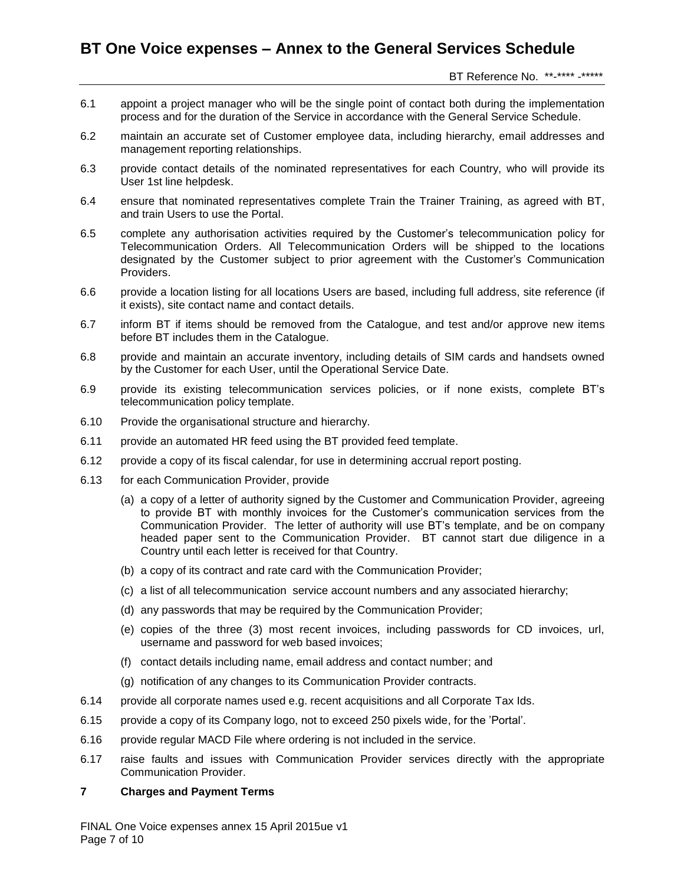6.1 appoint a project manager who will be the single point of contact both during the implementation process and for the duration of the Service in accordance with the General Service Schedule.

6.2 maintain an accurate set of Customer employee data, including hierarchy, email addresses and management reporting relationships.

6.3 provide contact details of the nominated representatives for each Country, who will provide its User 1st line helpdesk.

6.4 ensure that nominated representatives complete Train the Trainer Training, as agreed with BT, and train Users to use the Portal.

6.5 complete any authorisation activities required by the Customer's telecommunication policy for Telecommunication Orders. All Telecommunication Orders will be shipped to the locations designated by the Customer subject to prior agreement with the Customer's Communication Providers.

6.6 provide a location listing for all locations Users are based, including full address, site reference (if it exists), site contact name and contact details.

6.7 inform BT if items should be removed from the Catalogue, and test and/or approve new items before BT includes them in the Catalogue.

6.8 provide and maintain an accurate inventory, including details of SIM cards and handsets owned by the Customer for each User, until the Operational Service Date.

6.9 provide its existing telecommunication services policies, or if none exists, complete BT's telecommunication policy template.

6.10 Provide the organisational structure and hierarchy.

6.11 provide an automated HR feed using the BT provided feed template.

6.12 provide a copy of its fiscal calendar, for use in determining accrual report posting.

6.13 for each Communication Provider, provide

(a) a copy of a letter of authority signed by the Customer and Communication Provider, agreeing to provide BT with monthly invoices for the Customer's communication services from the Communication Provider. The letter of authority will use BT's template, and be on company headed paper sent to the Communication Provider. BT cannot start due diligence in a Country until each letter is received for that Country.

(b) a copy of its contract and rate card with the Communication Provider;

(c) a list of all telecommunication service account numbers and any associated hierarchy;

(d) any passwords that may be required by the Communication Provider;

(e) copies of the three (3) most recent invoices, including passwords for CD invoices, url, username and password for web based invoices;

(f) contact details including name, email address and contact number; and

(g) notification of any changes to its Communication Provider contracts.

6.14 provide all corporate names used e.g. recent acquisitions and all Corporate Tax Ids.

6.15 provide a copy of its Company logo, not to exceed 250 pixels wide, for the 'Portal'.

6.16 provide regular MACD File where ordering is not included in the service.

6.17 raise faults and issues with Communication Provider services directly with the appropriate Communication Provider.

## 7 Charges and Payment Terms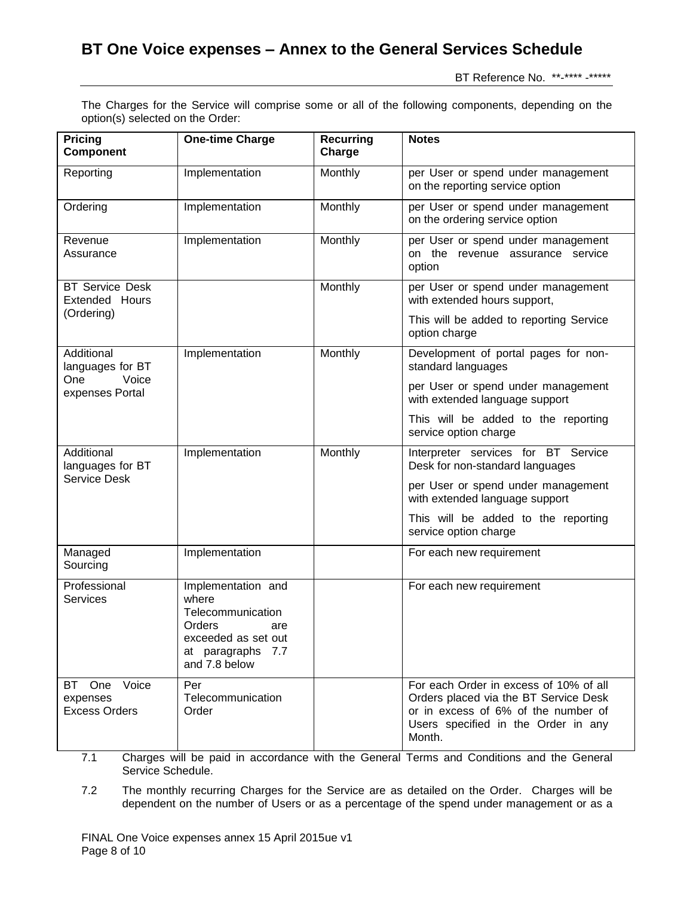The Charges for the Service will comprise some or all of the following components, depending on the option(s) selected on the Order:

| Pricing Component | One-time Charge | Recurring Charge | Notes |
|---|---|---|---|
| Reporting | Implementation | Monthly | per User or spend under management on the reporting service option |
| Ordering | Implementation | Monthly | per User or spend under management on the ordering service option |
| Revenue Assurance | Implementation | Monthly | per User or spend under management on the revenue assurance service option |
| BT Service Desk Extended Hours (Ordering) | | Monthly | per User or spend under management with extended hours support,<br><br>This will be added to reporting Service option charge |
| Additional languages for BT One Voice expenses Portal | Implementation | Monthly | Development of portal pages for non-standard languages<br><br>per User or spend under management with extended language support<br><br>This will be added to the reporting service option charge |
| Additional languages for BT Service Desk | Implementation | Monthly | Interpreter services for BT Service Desk for non-standard languages<br><br>per User or spend under management with extended language support<br><br>This will be added to the reporting service option charge |
| Managed Sourcing | Implementation | | For each new requirement |
| Professional Services | Implementation and where Telecommunication Orders are exceeded as set out at paragraphs 7.7 and 7.8 below | | For each new requirement |
| BT One Voice expenses Excess Orders | Per Telecommunication Order | | For each Order in excess of 10% of all Orders placed via the BT Service Desk or in excess of 6% of the number of Users specified in the Order in any Month. |

7.1 Charges will be paid in accordance with the General Terms and Conditions and the General Service Schedule.

7.2 The monthly recurring Charges for the Service are as detailed on the Order. Charges will be dependent on the number of Users or as a percentage of the spend under management or as a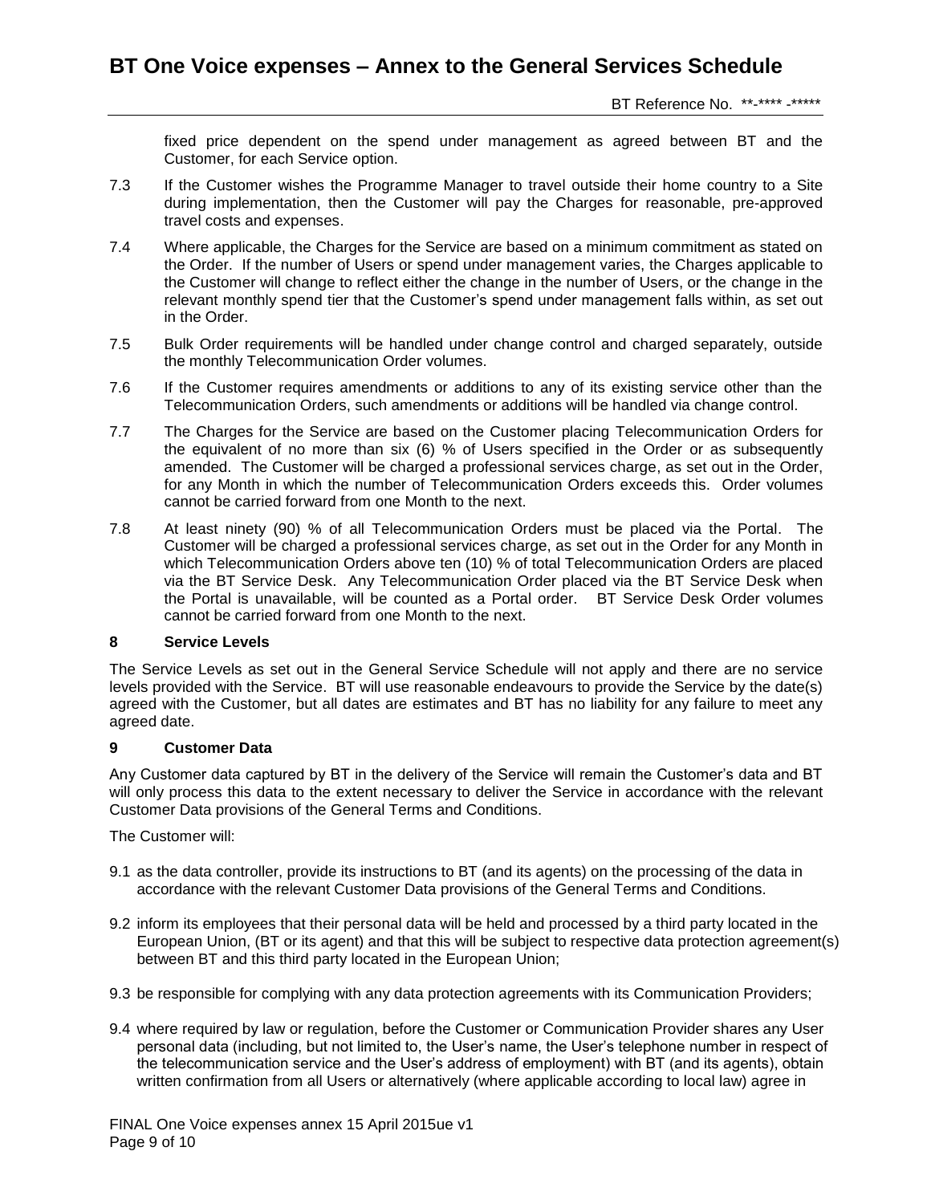fixed price dependent on the spend under management as agreed between BT and the Customer, for each Service option.

7.3 If the Customer wishes the Programme Manager to travel outside their home country to a Site during implementation, then the Customer will pay the Charges for reasonable, pre-approved travel costs and expenses.

7.4 Where applicable, the Charges for the Service are based on a minimum commitment as stated on the Order. If the number of Users or spend under management varies, the Charges applicable to the Customer will change to reflect either the change in the number of Users, or the change in the relevant monthly spend tier that the Customer's spend under management falls within, as set out in the Order.

7.5 Bulk Order requirements will be handled under change control and charged separately, outside the monthly Telecommunication Order volumes.

7.6 If the Customer requires amendments or additions to any of its existing service other than the Telecommunication Orders, such amendments or additions will be handled via change control.

7.7 The Charges for the Service are based on the Customer placing Telecommunication Orders for the equivalent of no more than six (6) % of Users specified in the Order or as subsequently amended. The Customer will be charged a professional services charge, as set out in the Order, for any Month in which the number of Telecommunication Orders exceeds this. Order volumes cannot be carried forward from one Month to the next.

7.8 At least ninety (90) % of all Telecommunication Orders must be placed via the Portal. The Customer will be charged a professional services charge, as set out in the Order for any Month in which Telecommunication Orders above ten (10) % of total Telecommunication Orders are placed via the BT Service Desk. Any Telecommunication Order placed via the BT Service Desk when the Portal is unavailable, will be counted as a Portal order. BT Service Desk Order volumes cannot be carried forward from one Month to the next.

## 8 Service Levels

The Service Levels as set out in the General Service Schedule will not apply and there are no service levels provided with the Service. BT will use reasonable endeavours to provide the Service by the date(s) agreed with the Customer, but all dates are estimates and BT has no liability for any failure to meet any agreed date.

## 9 Customer Data

Any Customer data captured by BT in the delivery of the Service will remain the Customer's data and BT will only process this data to the extent necessary to deliver the Service in accordance with the relevant Customer Data provisions of the General Terms and Conditions.

The Customer will:

9.1 as the data controller, provide its instructions to BT (and its agents) on the processing of the data in accordance with the relevant Customer Data provisions of the General Terms and Conditions.

9.2 inform its employees that their personal data will be held and processed by a third party located in the European Union, (BT or its agent) and that this will be subject to respective data protection agreement(s) between BT and this third party located in the European Union;

9.3 be responsible for complying with any data protection agreements with its Communication Providers;

9.4 where required by law or regulation, before the Customer or Communication Provider shares any User personal data (including, but not limited to, the User's name, the User's telephone number in respect of the telecommunication service and the User's address of employment) with BT (and its agents), obtain written confirmation from all Users or alternatively (where applicable according to local law) agree in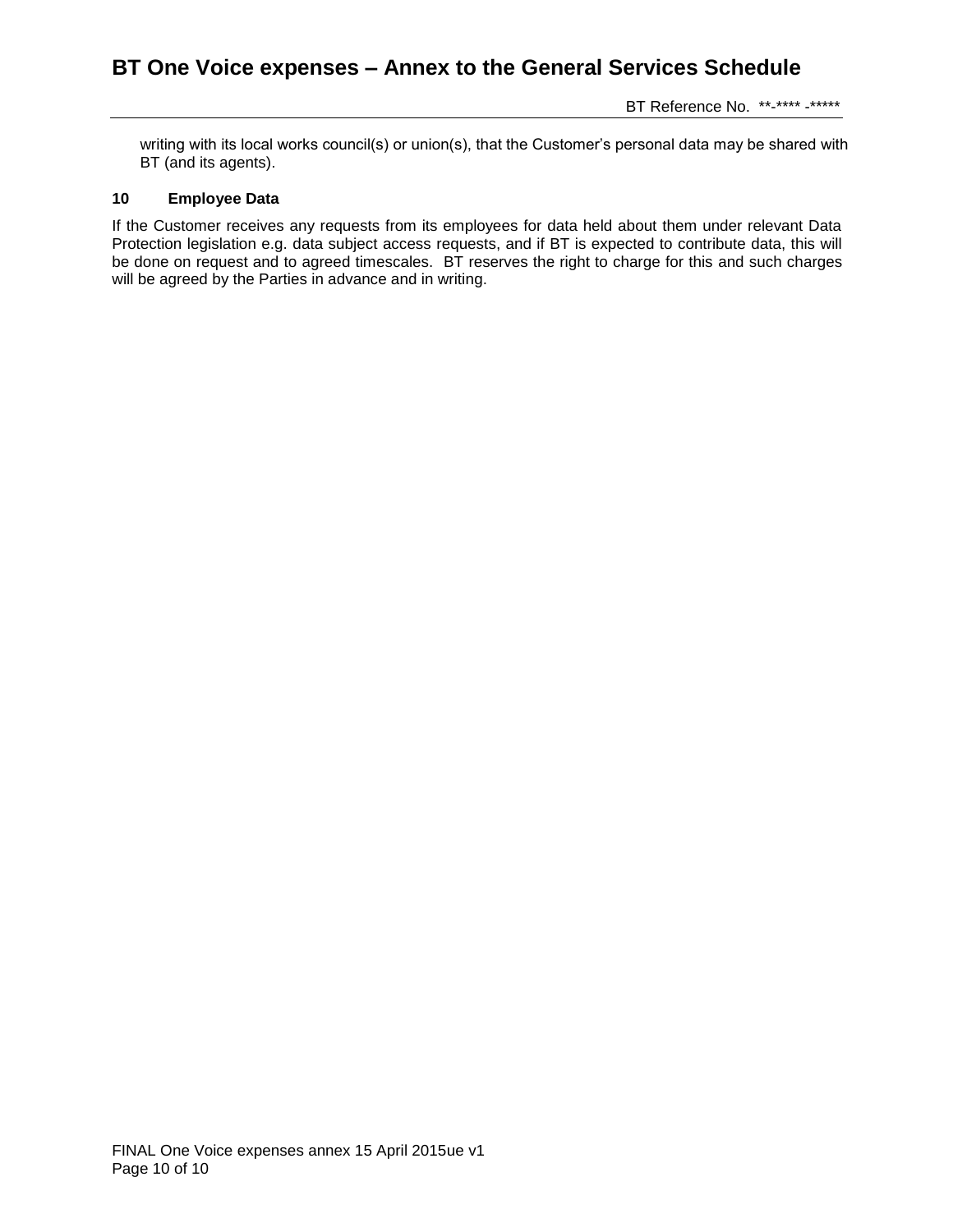writing with its local works council(s) or union(s), that the Customer's personal data may be shared with BT (and its agents).

## 10 Employee Data

If the Customer receives any requests from its employees for data held about them under relevant Data Protection legislation e.g. data subject access requests, and if BT is expected to contribute data, this will be done on request and to agreed timescales. BT reserves the right to charge for this and such charges will be agreed by the Parties in advance and in writing.